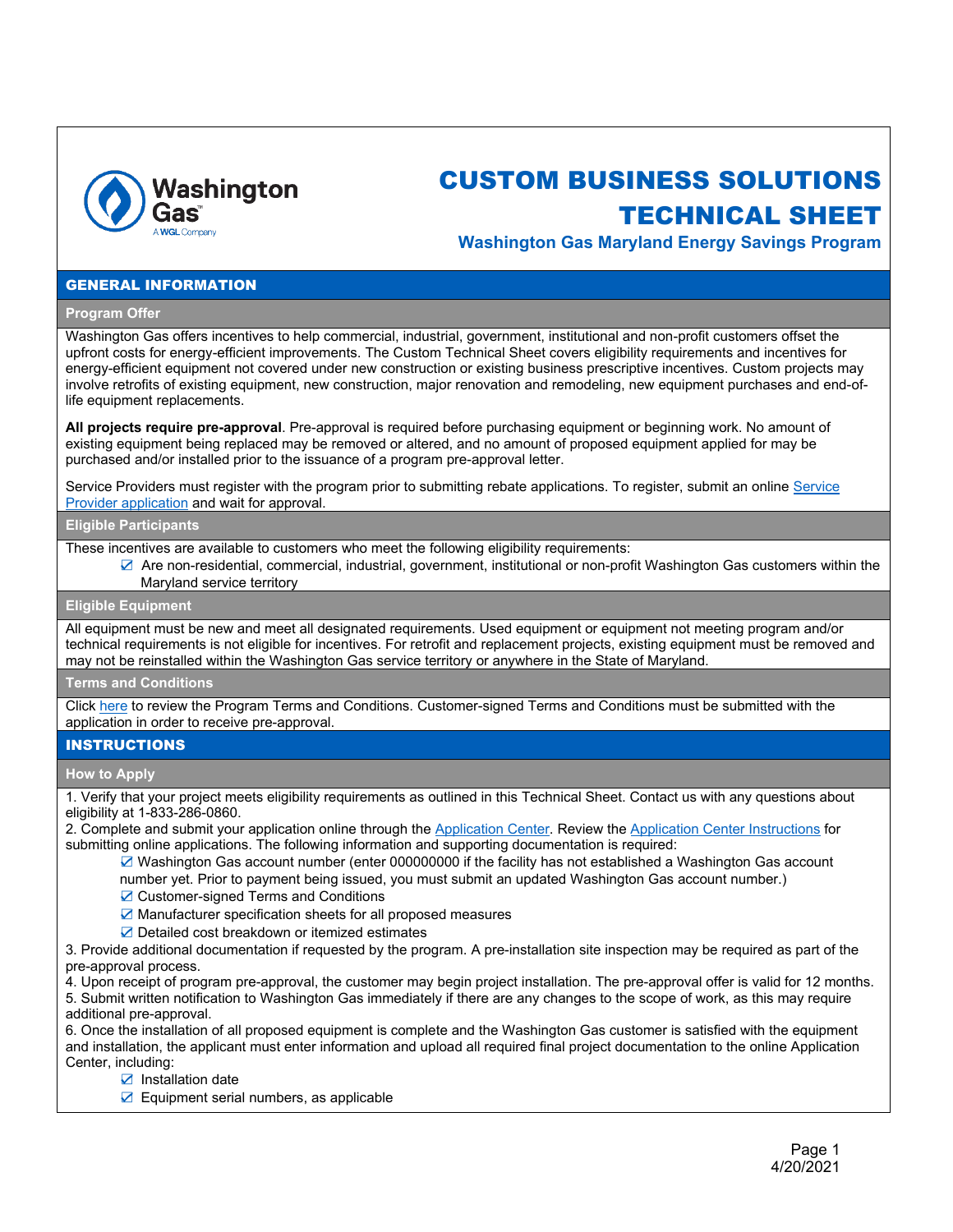# CUSTOM BUSINESS SOLUTIONS TECHNICAL SHEET

### Washington Gas Maryland Energy Savings Program

## GENERAL INFORMATION

### Program Offer

Washington Gas offers incentives to help commercial, industrial, government, institutional and non-profit customers offset the upfront costs for energy-efficient improvements. The Custom Technical Sheet covers eligibility requirements and incentives for energy-efficient equipment not covered under new construction or existing business prescriptive incentives. Custom projects may involve retrofits of existing equipment, new construction, major renovation and remodeling, new equipment purchases and end-of-life equipment replacements.

**All projects require pre-approval**. Pre-approval is required before purchasing equipment or beginning work. No amount of existing equipment being replaced may be removed or altered, and no amount of proposed equipment applied for may be purchased and/or installed prior to the issuance of a program pre-approval letter.

Service Providers must register with the program prior to submitting rebate applications. To register, submit an online Service Provider application and wait for approval.

### Eligible Participants

These incentives are available to customers who meet the following eligibility requirements:

- ☑ Are non-residential, commercial, industrial, government, institutional or non-profit Washington Gas customers within the Maryland service territory

### Eligible Equipment

All equipment must be new and meet all designated requirements. Used equipment or equipment not meeting program and/or technical requirements is not eligible for incentives. For retrofit and replacement projects, existing equipment must be removed and may not be reinstalled within the Washington Gas service territory or anywhere in the State of Maryland.

### Terms and Conditions

Click here to review the Program Terms and Conditions. Customer-signed Terms and Conditions must be submitted with the application in order to receive pre-approval.

## INSTRUCTIONS

### How to Apply

1. Verify that your project meets eligibility requirements as outlined in this Technical Sheet. Contact us with any questions about eligibility at 1-833-286-0860.
2. Complete and submit your application online through the Application Center. Review the Application Center Instructions for submitting online applications. The following information and supporting documentation is required:
   - ☑ Washington Gas account number (enter 000000000 if the facility has not established a Washington Gas account number yet. Prior to payment being issued, you must submit an updated Washington Gas account number.)
   - ☑ Customer-signed Terms and Conditions
   - ☑ Manufacturer specification sheets for all proposed measures
   - ☑ Detailed cost breakdown or itemized estimates
3. Provide additional documentation if requested by the program. A pre-installation site inspection may be required as part of the pre-approval process.
4. Upon receipt of program pre-approval, the customer may begin project installation. The pre-approval offer is valid for 12 months.
5. Submit written notification to Washington Gas immediately if there are any changes to the scope of work, as this may require additional pre-approval.
6. Once the installation of all proposed equipment is complete and the Washington Gas customer is satisfied with the equipment and installation, the applicant must enter information and upload all required final project documentation to the online Application Center, including:
   - ☑ Installation date
   - ☑ Equipment serial numbers, as applicable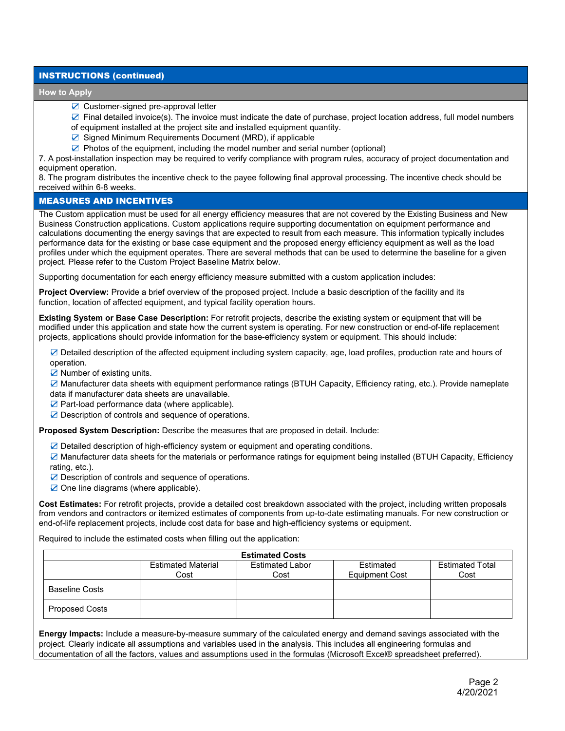## INSTRUCTIONS (continued)

### How to Apply

- ☑ Customer-signed pre-approval letter
- ☑ Final detailed invoice(s). The invoice must indicate the date of purchase, project location address, full model numbers of equipment installed at the project site and installed equipment quantity.
- ☑ Signed Minimum Requirements Document (MRD), if applicable
- ☑ Photos of the equipment, including the model number and serial number (optional)

7. A post-installation inspection may be required to verify compliance with program rules, accuracy of project documentation and equipment operation.
8. The program distributes the incentive check to the payee following final approval processing. The incentive check should be received within 6-8 weeks.

## MEASURES AND INCENTIVES

The Custom application must be used for all energy efficiency measures that are not covered by the Existing Business and New Business Construction applications. Custom applications require supporting documentation on equipment performance and calculations documenting the energy savings that are expected to result from each measure. This information typically includes performance data for the existing or base case equipment and the proposed energy efficiency equipment as well as the load profiles under which the equipment operates. There are several methods that can be used to determine the baseline for a given project. Please refer to the Custom Project Baseline Matrix below.

Supporting documentation for each energy efficiency measure submitted with a custom application includes:

**Project Overview:** Provide a brief overview of the proposed project. Include a basic description of the facility and its function, location of affected equipment, and typical facility operation hours.

**Existing System or Base Case Description:** For retrofit projects, describe the existing system or equipment that will be modified under this application and state how the current system is operating. For new construction or end-of-life replacement projects, applications should provide information for the base-efficiency system or equipment. This should include:

- ☑ Detailed description of the affected equipment including system capacity, age, load profiles, production rate and hours of operation.
- ☑ Number of existing units.
- ☑ Manufacturer data sheets with equipment performance ratings (BTUH Capacity, Efficiency rating, etc.). Provide nameplate data if manufacturer data sheets are unavailable.
- ☑ Part-load performance data (where applicable).
- ☑ Description of controls and sequence of operations.

**Proposed System Description:** Describe the measures that are proposed in detail. Include:

- ☑ Detailed description of high-efficiency system or equipment and operating conditions.
- ☑ Manufacturer data sheets for the materials or performance ratings for equipment being installed (BTUH Capacity, Efficiency rating, etc.).
- ☑ Description of controls and sequence of operations.
- ☑ One line diagrams (where applicable).

**Cost Estimates:** For retrofit projects, provide a detailed cost breakdown associated with the project, including written proposals from vendors and contractors or itemized estimates of components from up-to-date estimating manuals. For new construction or end-of-life replacement projects, include cost data for base and high-efficiency systems or equipment.

Required to include the estimated costs when filling out the application:

| Estimated Costs | | | | |
|---|---|---|---|---|
| | Estimated Material Cost | Estimated Labor Cost | Estimated Equipment Cost | Estimated Total Cost |
| Baseline Costs | | | | |
| Proposed Costs | | | | |

**Energy Impacts:** Include a measure-by-measure summary of the calculated energy and demand savings associated with the project. Clearly indicate all assumptions and variables used in the analysis. This includes all engineering formulas and documentation of all the factors, values and assumptions used in the formulas (Microsoft Excel® spreadsheet preferred).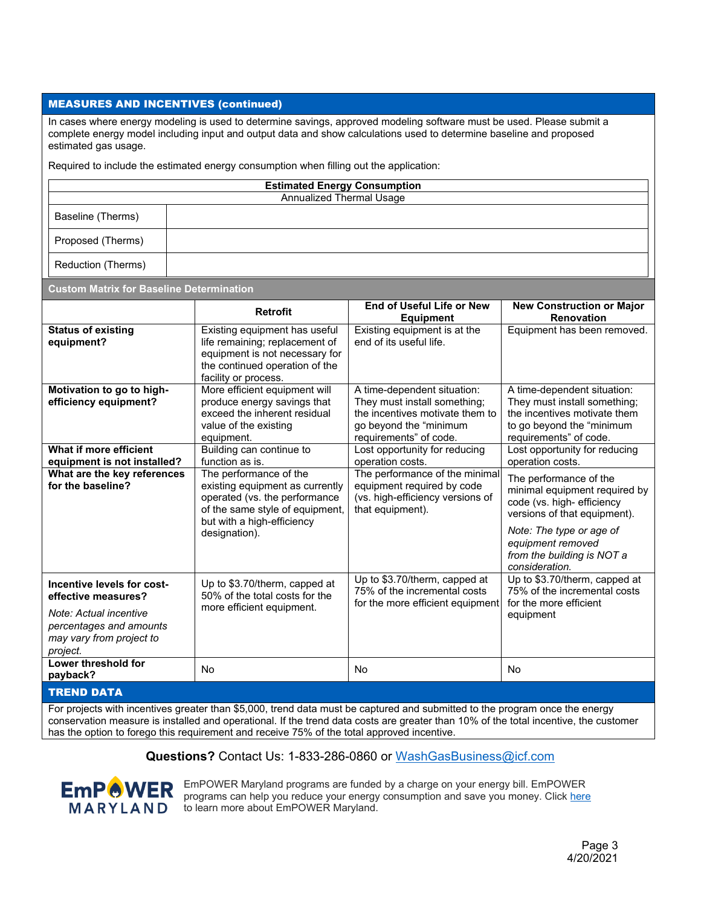## MEASURES AND INCENTIVES (continued)

In cases where energy modeling is used to determine savings, approved modeling software must be used. Please submit a complete energy model including input and output data and show calculations used to determine baseline and proposed estimated gas usage.

Required to include the estimated energy consumption when filling out the application:

| **Estimated Energy Consumption** Annualized Thermal Usage | |
|---|---|
| Baseline (Therms) | |
| Proposed (Therms) | |
| Reduction (Therms) | |

### Custom Matrix for Baseline Determination

| | **Retrofit** | **End of Useful Life or New Equipment** | **New Construction or Major Renovation** |
|---|---|---|---|
| **Status of existing equipment?** | Existing equipment has useful life remaining; replacement of equipment is not necessary for the continued operation of the facility or process. | Existing equipment is at the end of its useful life. | Equipment has been removed. |
| **Motivation to go to high-efficiency equipment?** | More efficient equipment will produce energy savings that exceed the inherent residual value of the existing equipment. | A time-dependent situation: They must install something; the incentives motivate them to go beyond the "minimum requirements" of code. | A time-dependent situation: They must install something; the incentives motivate them to go beyond the "minimum requirements" of code. |
| **What if more efficient equipment is not installed?** | Building can continue to function as is. | Lost opportunity for reducing operation costs. | Lost opportunity for reducing operation costs. |
| **What are the key references for the baseline?** | The performance of the existing equipment as currently operated (vs. the performance of the same style of equipment, but with a high-efficiency designation). | The performance of the minimal equipment required by code (vs. high-efficiency versions of that equipment). | The performance of the minimal equipment required by code (vs. high- efficiency versions of that equipment). *Note: The type or age of equipment removed from the building is NOT a consideration.* |
| **Incentive levels for cost-effective measures?** *Note: Actual incentive percentages and amounts may vary from project to project.* | Up to $3.70/therm, capped at 50% of the total costs for the more efficient equipment. | Up to $3.70/therm, capped at 75% of the incremental costs for the more efficient equipment | Up to $3.70/therm, capped at 75% of the incremental costs for the more efficient equipment |
| **Lower threshold for payback?** | No | No | No |

## TREND DATA

For projects with incentives greater than $5,000, trend data must be captured and submitted to the program once the energy conservation measure is installed and operational. If the trend data costs are greater than 10% of the total incentive, the customer has the option to forego this requirement and receive 75% of the total approved incentive.

**Questions?** Contact Us: 1-833-286-0860 or WashGasBusiness@icf.com

EmPOWER MARYLAND

EmPOWER Maryland programs are funded by a charge on your energy bill. EmPOWER programs can help you reduce your energy consumption and save you money. Click here to learn more about EmPOWER Maryland.

4/20/2021